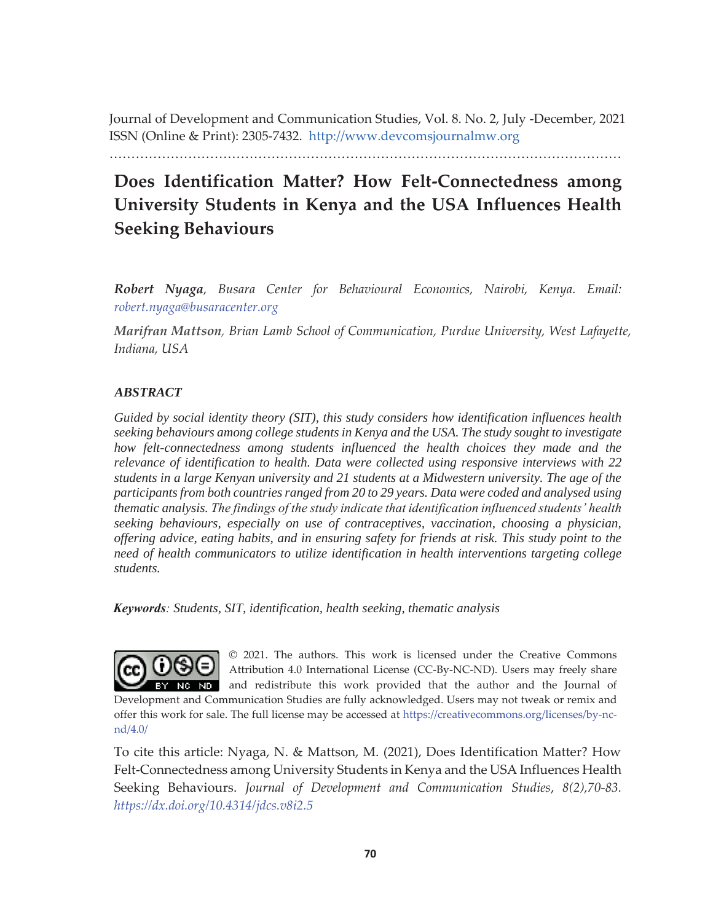Journal of Development and Communication Studies, Vol. 8. No. 2, July -December, 2021
ISSN (Online & Print): 2305-7432. http://www.devcomsjournalmw.org

# Does Identification Matter? How Felt-Connectedness among University Students in Kenya and the USA Influences Health Seeking Behaviours

***Robert Nyaga**, Busara Center for Behavioural Economics, Nairobi, Kenya. Email: robert.nyaga@busaracenter.org*

***Marifran Mattson**, Brian Lamb School of Communication, Purdue University, West Lafayette, Indiana, USA*

## *ABSTRACT*

*Guided by social identity theory (SIT), this study considers how identification influences health seeking behaviours among college students in Kenya and the USA. The study sought to investigate how felt-connectedness among students influenced the health choices they made and the relevance of identification to health. Data were collected using responsive interviews with 22 students in a large Kenyan university and 21 students at a Midwestern university. The age of the participants from both countries ranged from 20 to 29 years. Data were coded and analysed using thematic analysis. The findings of the study indicate that identification influenced students' health seeking behaviours, especially on use of contraceptives, vaccination, choosing a physician, offering advice, eating habits, and in ensuring safety for friends at risk. This study point to the need of health communicators to utilize identification in health interventions targeting college students.*

***Keywords**: Students, SIT, identification, health seeking, thematic analysis*

© 2021. The authors. This work is licensed under the Creative Commons Attribution 4.0 International License (CC-By-NC-ND). Users may freely share and redistribute this work provided that the author and the Journal of Development and Communication Studies are fully acknowledged. Users may not tweak or remix and offer this work for sale. The full license may be accessed at https://creativecommons.org/licenses/by-nc-nd/4.0/

To cite this article: Nyaga, N. & Mattson, M. (2021), Does Identification Matter? How Felt-Connectedness among University Students in Kenya and the USA Influences Health Seeking Behaviours. *Journal of Development and Communication Studies, 8(2),70-83. https://dx.doi.org/10.4314/jdcs.v8i2.5*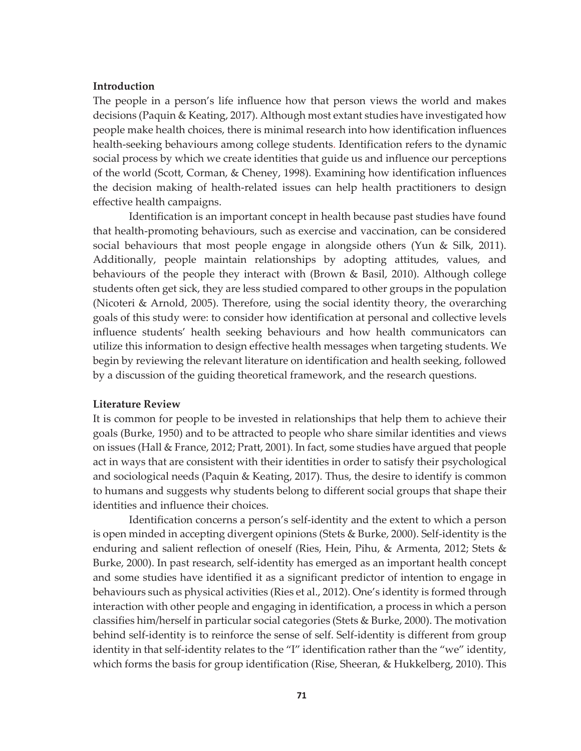## Introduction

The people in a person's life influence how that person views the world and makes decisions (Paquin & Keating, 2017). Although most extant studies have investigated how people make health choices, there is minimal research into how identification influences health-seeking behaviours among college students. Identification refers to the dynamic social process by which we create identities that guide us and influence our perceptions of the world (Scott, Corman, & Cheney, 1998). Examining how identification influences the decision making of health-related issues can help health practitioners to design effective health campaigns.

Identification is an important concept in health because past studies have found that health-promoting behaviours, such as exercise and vaccination, can be considered social behaviours that most people engage in alongside others (Yun & Silk, 2011). Additionally, people maintain relationships by adopting attitudes, values, and behaviours of the people they interact with (Brown & Basil, 2010). Although college students often get sick, they are less studied compared to other groups in the population (Nicoteri & Arnold, 2005). Therefore, using the social identity theory, the overarching goals of this study were: to consider how identification at personal and collective levels influence students' health seeking behaviours and how health communicators can utilize this information to design effective health messages when targeting students. We begin by reviewing the relevant literature on identification and health seeking, followed by a discussion of the guiding theoretical framework, and the research questions.

## Literature Review

It is common for people to be invested in relationships that help them to achieve their goals (Burke, 1950) and to be attracted to people who share similar identities and views on issues (Hall & France, 2012; Pratt, 2001). In fact, some studies have argued that people act in ways that are consistent with their identities in order to satisfy their psychological and sociological needs (Paquin & Keating, 2017). Thus, the desire to identify is common to humans and suggests why students belong to different social groups that shape their identities and influence their choices.

Identification concerns a person's self-identity and the extent to which a person is open minded in accepting divergent opinions (Stets & Burke, 2000). Self-identity is the enduring and salient reflection of oneself (Ries, Hein, Pihu, & Armenta, 2012; Stets & Burke, 2000). In past research, self-identity has emerged as an important health concept and some studies have identified it as a significant predictor of intention to engage in behaviours such as physical activities (Ries et al., 2012). One's identity is formed through interaction with other people and engaging in identification, a process in which a person classifies him/herself in particular social categories (Stets & Burke, 2000). The motivation behind self-identity is to reinforce the sense of self. Self-identity is different from group identity in that self-identity relates to the "I" identification rather than the "we" identity, which forms the basis for group identification (Rise, Sheeran, & Hukkelberg, 2010). This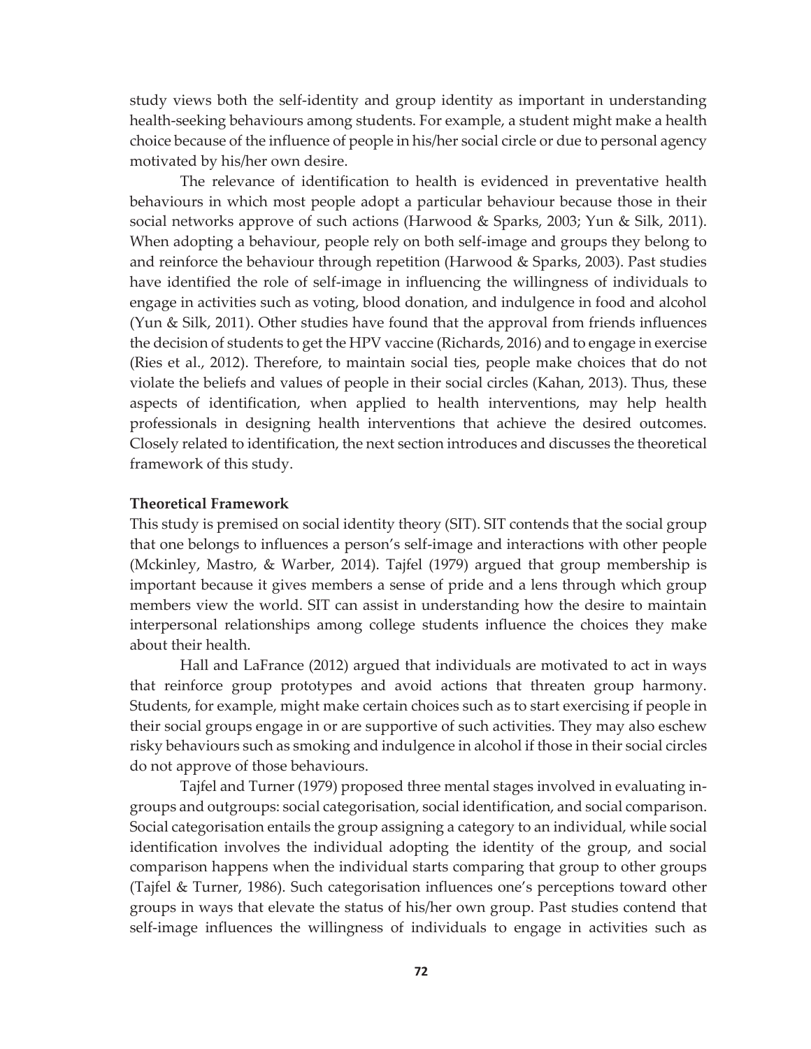study views both the self-identity and group identity as important in understanding health-seeking behaviours among students. For example, a student might make a health choice because of the influence of people in his/her social circle or due to personal agency motivated by his/her own desire.

The relevance of identification to health is evidenced in preventative health behaviours in which most people adopt a particular behaviour because those in their social networks approve of such actions (Harwood & Sparks, 2003; Yun & Silk, 2011). When adopting a behaviour, people rely on both self-image and groups they belong to and reinforce the behaviour through repetition (Harwood & Sparks, 2003). Past studies have identified the role of self-image in influencing the willingness of individuals to engage in activities such as voting, blood donation, and indulgence in food and alcohol (Yun & Silk, 2011). Other studies have found that the approval from friends influences the decision of students to get the HPV vaccine (Richards, 2016) and to engage in exercise (Ries et al., 2012). Therefore, to maintain social ties, people make choices that do not violate the beliefs and values of people in their social circles (Kahan, 2013). Thus, these aspects of identification, when applied to health interventions, may help health professionals in designing health interventions that achieve the desired outcomes. Closely related to identification, the next section introduces and discusses the theoretical framework of this study.

### Theoretical Framework

This study is premised on social identity theory (SIT). SIT contends that the social group that one belongs to influences a person's self-image and interactions with other people (Mckinley, Mastro, & Warber, 2014). Tajfel (1979) argued that group membership is important because it gives members a sense of pride and a lens through which group members view the world. SIT can assist in understanding how the desire to maintain interpersonal relationships among college students influence the choices they make about their health.

Hall and LaFrance (2012) argued that individuals are motivated to act in ways that reinforce group prototypes and avoid actions that threaten group harmony. Students, for example, might make certain choices such as to start exercising if people in their social groups engage in or are supportive of such activities. They may also eschew risky behaviours such as smoking and indulgence in alcohol if those in their social circles do not approve of those behaviours.

Tajfel and Turner (1979) proposed three mental stages involved in evaluating in-groups and outgroups: social categorisation, social identification, and social comparison. Social categorisation entails the group assigning a category to an individual, while social identification involves the individual adopting the identity of the group, and social comparison happens when the individual starts comparing that group to other groups (Tajfel & Turner, 1986). Such categorisation influences one's perceptions toward other groups in ways that elevate the status of his/her own group. Past studies contend that self-image influences the willingness of individuals to engage in activities such as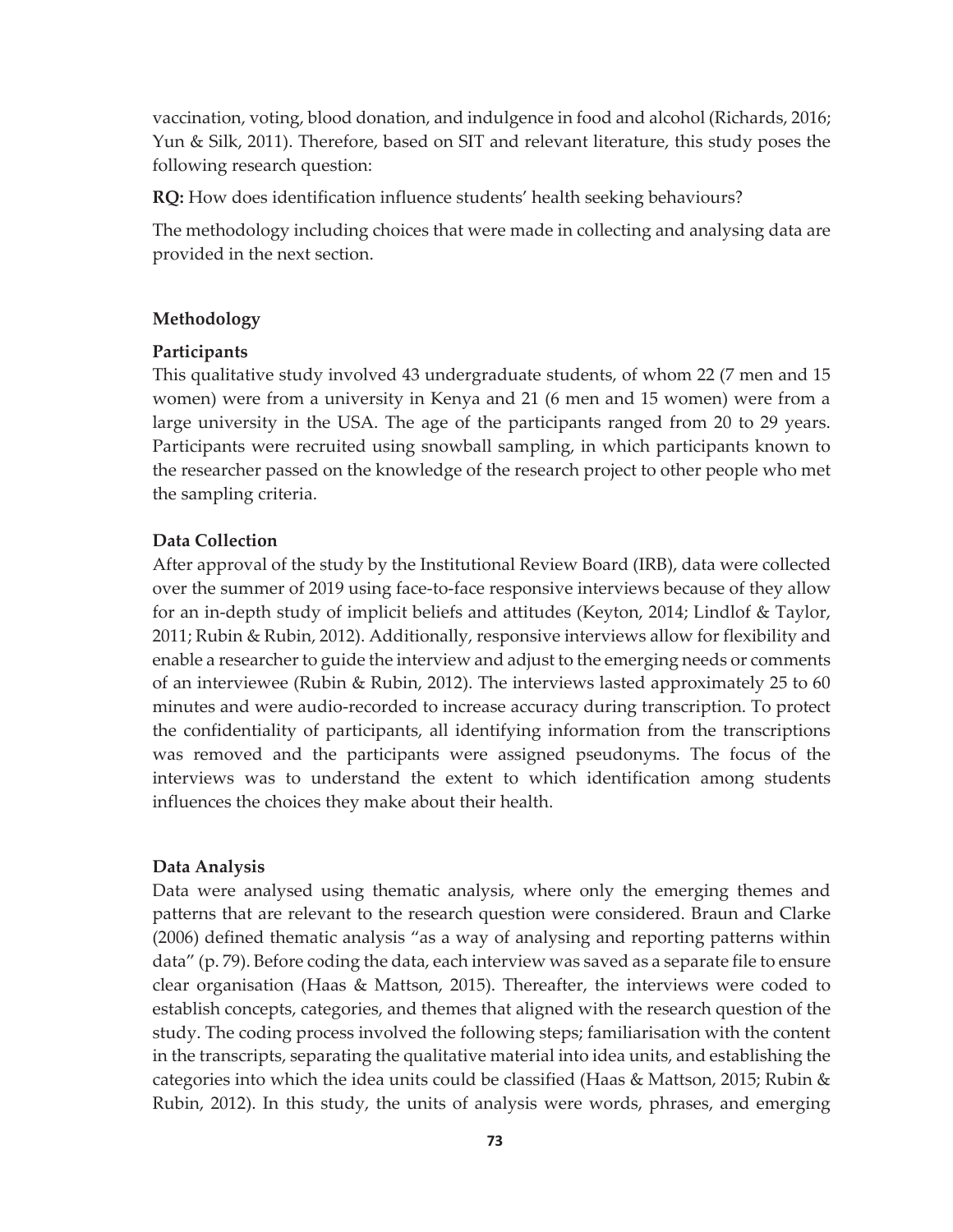vaccination, voting, blood donation, and indulgence in food and alcohol (Richards, 2016; Yun & Silk, 2011). Therefore, based on SIT and relevant literature, this study poses the following research question:

**RQ:** How does identification influence students' health seeking behaviours?

The methodology including choices that were made in collecting and analysing data are provided in the next section.

## Methodology

### Participants

This qualitative study involved 43 undergraduate students, of whom 22 (7 men and 15 women) were from a university in Kenya and 21 (6 men and 15 women) were from a large university in the USA. The age of the participants ranged from 20 to 29 years. Participants were recruited using snowball sampling, in which participants known to the researcher passed on the knowledge of the research project to other people who met the sampling criteria.

### Data Collection

After approval of the study by the Institutional Review Board (IRB), data were collected over the summer of 2019 using face-to-face responsive interviews because of they allow for an in-depth study of implicit beliefs and attitudes (Keyton, 2014; Lindlof & Taylor, 2011; Rubin & Rubin, 2012). Additionally, responsive interviews allow for flexibility and enable a researcher to guide the interview and adjust to the emerging needs or comments of an interviewee (Rubin & Rubin, 2012). The interviews lasted approximately 25 to 60 minutes and were audio-recorded to increase accuracy during transcription. To protect the confidentiality of participants, all identifying information from the transcriptions was removed and the participants were assigned pseudonyms. The focus of the interviews was to understand the extent to which identification among students influences the choices they make about their health.

### Data Analysis

Data were analysed using thematic analysis, where only the emerging themes and patterns that are relevant to the research question were considered. Braun and Clarke (2006) defined thematic analysis "as a way of analysing and reporting patterns within data" (p. 79). Before coding the data, each interview was saved as a separate file to ensure clear organisation (Haas & Mattson, 2015). Thereafter, the interviews were coded to establish concepts, categories, and themes that aligned with the research question of the study. The coding process involved the following steps; familiarisation with the content in the transcripts, separating the qualitative material into idea units, and establishing the categories into which the idea units could be classified (Haas & Mattson, 2015; Rubin & Rubin, 2012). In this study, the units of analysis were words, phrases, and emerging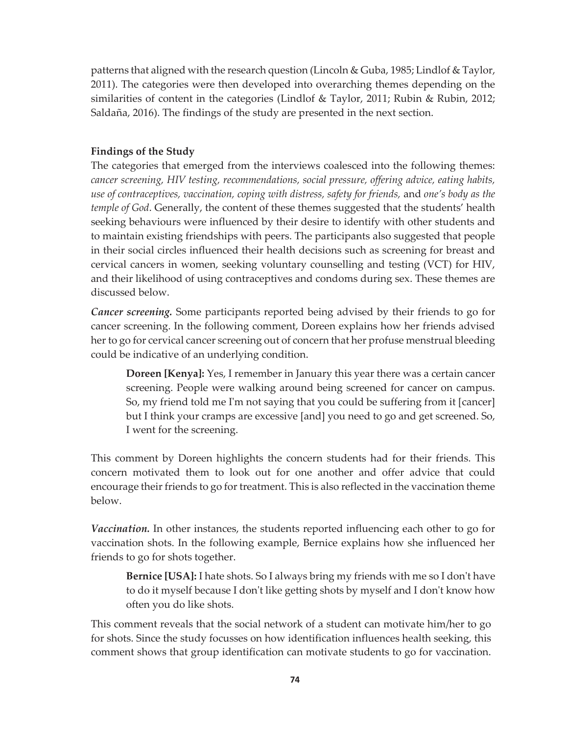patterns that aligned with the research question (Lincoln & Guba, 1985; Lindlof & Taylor, 2011). The categories were then developed into overarching themes depending on the similarities of content in the categories (Lindlof & Taylor, 2011; Rubin & Rubin, 2012; Saldaña, 2016). The findings of the study are presented in the next section.

**Findings of the Study**

The categories that emerged from the interviews coalesced into the following themes: *cancer screening, HIV testing, recommendations, social pressure, offering advice, eating habits, use of contraceptives, vaccination, coping with distress, safety for friends,* and *one's body as the temple of God*. Generally, the content of these themes suggested that the students' health seeking behaviours were influenced by their desire to identify with other students and to maintain existing friendships with peers. The participants also suggested that people in their social circles influenced their health decisions such as screening for breast and cervical cancers in women, seeking voluntary counselling and testing (VCT) for HIV, and their likelihood of using contraceptives and condoms during sex. These themes are discussed below.

***Cancer screening.*** Some participants reported being advised by their friends to go for cancer screening. In the following comment, Doreen explains how her friends advised her to go for cervical cancer screening out of concern that her profuse menstrual bleeding could be indicative of an underlying condition.

> **Doreen [Kenya]:** Yes, I remember in January this year there was a certain cancer screening. People were walking around being screened for cancer on campus. So, my friend told me I'm not saying that you could be suffering from it [cancer] but I think your cramps are excessive [and] you need to go and get screened. So, I went for the screening.

This comment by Doreen highlights the concern students had for their friends. This concern motivated them to look out for one another and offer advice that could encourage their friends to go for treatment. This is also reflected in the vaccination theme below.

***Vaccination.*** In other instances, the students reported influencing each other to go for vaccination shots. In the following example, Bernice explains how she influenced her friends to go for shots together.

> **Bernice [USA]:** I hate shots. So I always bring my friends with me so I don't have to do it myself because I don't like getting shots by myself and I don't know how often you do like shots.

This comment reveals that the social network of a student can motivate him/her to go for shots. Since the study focusses on how identification influences health seeking, this comment shows that group identification can motivate students to go for vaccination.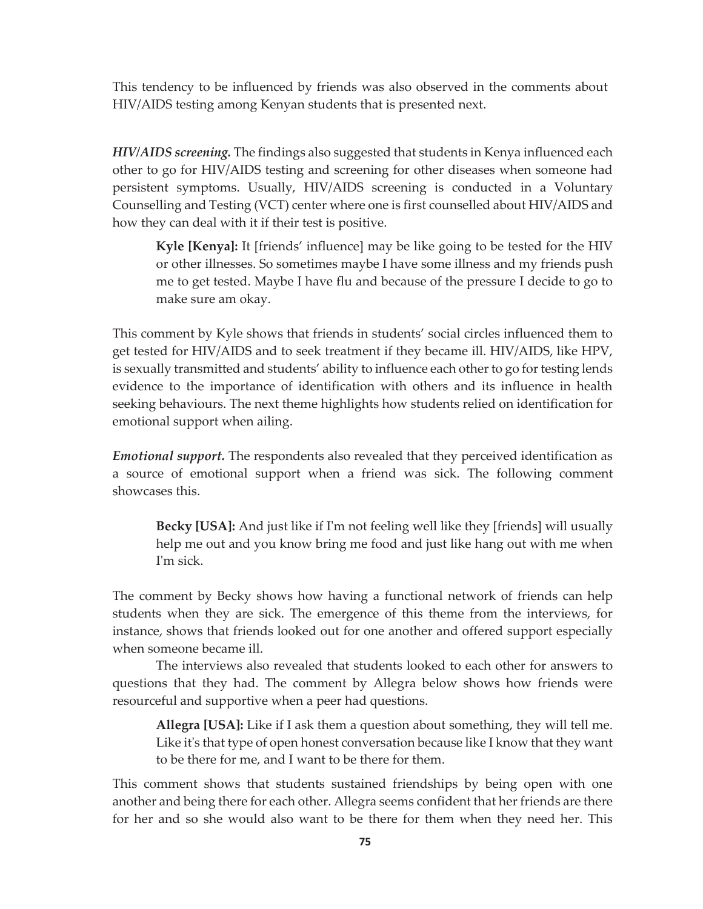This tendency to be influenced by friends was also observed in the comments about HIV/AIDS testing among Kenyan students that is presented next.

***HIV/AIDS screening.*** The findings also suggested that students in Kenya influenced each other to go for HIV/AIDS testing and screening for other diseases when someone had persistent symptoms. Usually, HIV/AIDS screening is conducted in a Voluntary Counselling and Testing (VCT) center where one is first counselled about HIV/AIDS and how they can deal with it if their test is positive.

> **Kyle [Kenya]:** It [friends' influence] may be like going to be tested for the HIV or other illnesses. So sometimes maybe I have some illness and my friends push me to get tested. Maybe I have flu and because of the pressure I decide to go to make sure am okay.

This comment by Kyle shows that friends in students' social circles influenced them to get tested for HIV/AIDS and to seek treatment if they became ill. HIV/AIDS, like HPV, is sexually transmitted and students' ability to influence each other to go for testing lends evidence to the importance of identification with others and its influence in health seeking behaviours. The next theme highlights how students relied on identification for emotional support when ailing.

***Emotional support.*** The respondents also revealed that they perceived identification as a source of emotional support when a friend was sick. The following comment showcases this.

> **Becky [USA]:** And just like if I'm not feeling well like they [friends] will usually help me out and you know bring me food and just like hang out with me when I'm sick.

The comment by Becky shows how having a functional network of friends can help students when they are sick. The emergence of this theme from the interviews, for instance, shows that friends looked out for one another and offered support especially when someone became ill.

The interviews also revealed that students looked to each other for answers to questions that they had. The comment by Allegra below shows how friends were resourceful and supportive when a peer had questions.

> **Allegra [USA]:** Like if I ask them a question about something, they will tell me. Like it's that type of open honest conversation because like I know that they want to be there for me, and I want to be there for them.

This comment shows that students sustained friendships by being open with one another and being there for each other. Allegra seems confident that her friends are there for her and so she would also want to be there for them when they need her. This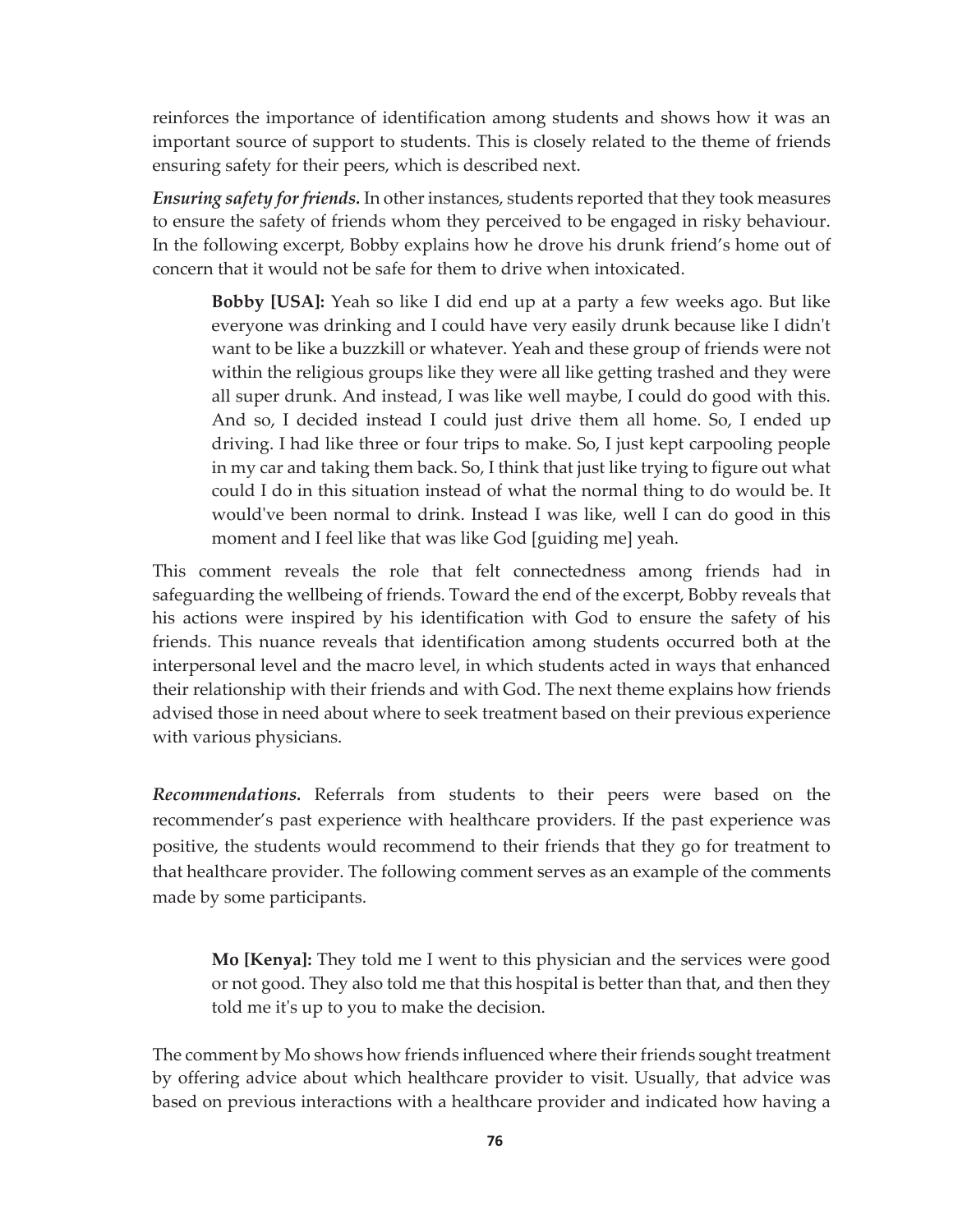reinforces the importance of identification among students and shows how it was an important source of support to students. This is closely related to the theme of friends ensuring safety for their peers, which is described next.

***Ensuring safety for friends.*** In other instances, students reported that they took measures to ensure the safety of friends whom they perceived to be engaged in risky behaviour. In the following excerpt, Bobby explains how he drove his drunk friend's home out of concern that it would not be safe for them to drive when intoxicated.

> **Bobby [USA]:** Yeah so like I did end up at a party a few weeks ago. But like everyone was drinking and I could have very easily drunk because like I didn't want to be like a buzzkill or whatever. Yeah and these group of friends were not within the religious groups like they were all like getting trashed and they were all super drunk. And instead, I was like well maybe, I could do good with this. And so, I decided instead I could just drive them all home. So, I ended up driving. I had like three or four trips to make. So, I just kept carpooling people in my car and taking them back. So, I think that just like trying to figure out what could I do in this situation instead of what the normal thing to do would be. It would've been normal to drink. Instead I was like, well I can do good in this moment and I feel like that was like God [guiding me] yeah.

This comment reveals the role that felt connectedness among friends had in safeguarding the wellbeing of friends. Toward the end of the excerpt, Bobby reveals that his actions were inspired by his identification with God to ensure the safety of his friends. This nuance reveals that identification among students occurred both at the interpersonal level and the macro level, in which students acted in ways that enhanced their relationship with their friends and with God. The next theme explains how friends advised those in need about where to seek treatment based on their previous experience with various physicians.

***Recommendations.*** Referrals from students to their peers were based on the recommender's past experience with healthcare providers. If the past experience was positive, the students would recommend to their friends that they go for treatment to that healthcare provider. The following comment serves as an example of the comments made by some participants.

> **Mo [Kenya]:** They told me I went to this physician and the services were good or not good. They also told me that this hospital is better than that, and then they told me it's up to you to make the decision.

The comment by Mo shows how friends influenced where their friends sought treatment by offering advice about which healthcare provider to visit. Usually, that advice was based on previous interactions with a healthcare provider and indicated how having a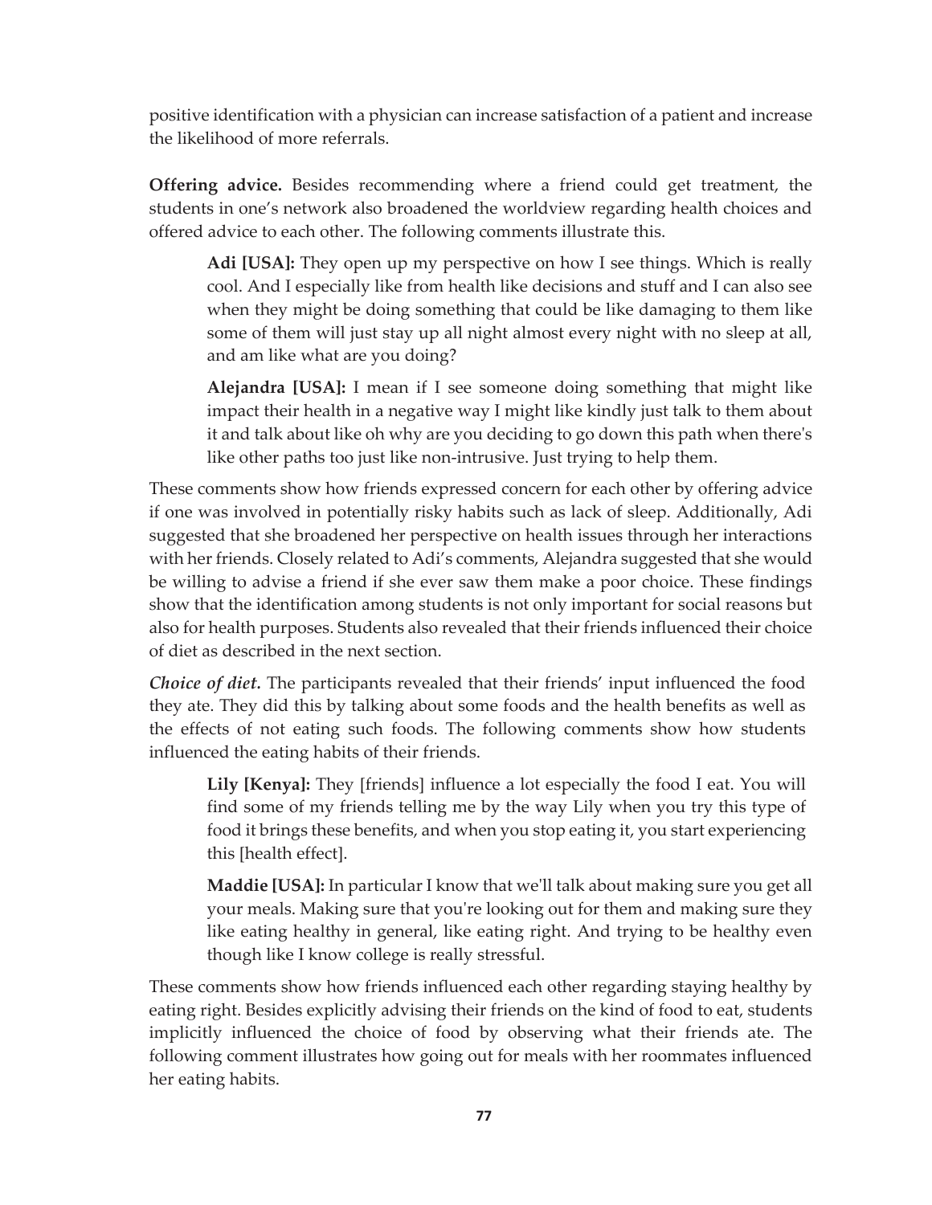positive identification with a physician can increase satisfaction of a patient and increase the likelihood of more referrals.

**Offering advice.** Besides recommending where a friend could get treatment, the students in one's network also broadened the worldview regarding health choices and offered advice to each other. The following comments illustrate this.

> **Adi [USA]:** They open up my perspective on how I see things. Which is really cool. And I especially like from health like decisions and stuff and I can also see when they might be doing something that could be like damaging to them like some of them will just stay up all night almost every night with no sleep at all, and am like what are you doing?

> **Alejandra [USA]:** I mean if I see someone doing something that might like impact their health in a negative way I might like kindly just talk to them about it and talk about like oh why are you deciding to go down this path when there's like other paths too just like non-intrusive. Just trying to help them.

These comments show how friends expressed concern for each other by offering advice if one was involved in potentially risky habits such as lack of sleep. Additionally, Adi suggested that she broadened her perspective on health issues through her interactions with her friends. Closely related to Adi's comments, Alejandra suggested that she would be willing to advise a friend if she ever saw them make a poor choice. These findings show that the identification among students is not only important for social reasons but also for health purposes. Students also revealed that their friends influenced their choice of diet as described in the next section.

***Choice of diet.*** The participants revealed that their friends' input influenced the food they ate. They did this by talking about some foods and the health benefits as well as the effects of not eating such foods. The following comments show how students influenced the eating habits of their friends.

> **Lily [Kenya]:** They [friends] influence a lot especially the food I eat. You will find some of my friends telling me by the way Lily when you try this type of food it brings these benefits, and when you stop eating it, you start experiencing this [health effect].

> **Maddie [USA]:** In particular I know that we'll talk about making sure you get all your meals. Making sure that you're looking out for them and making sure they like eating healthy in general, like eating right. And trying to be healthy even though like I know college is really stressful.

These comments show how friends influenced each other regarding staying healthy by eating right. Besides explicitly advising their friends on the kind of food to eat, students implicitly influenced the choice of food by observing what their friends ate. The following comment illustrates how going out for meals with her roommates influenced her eating habits.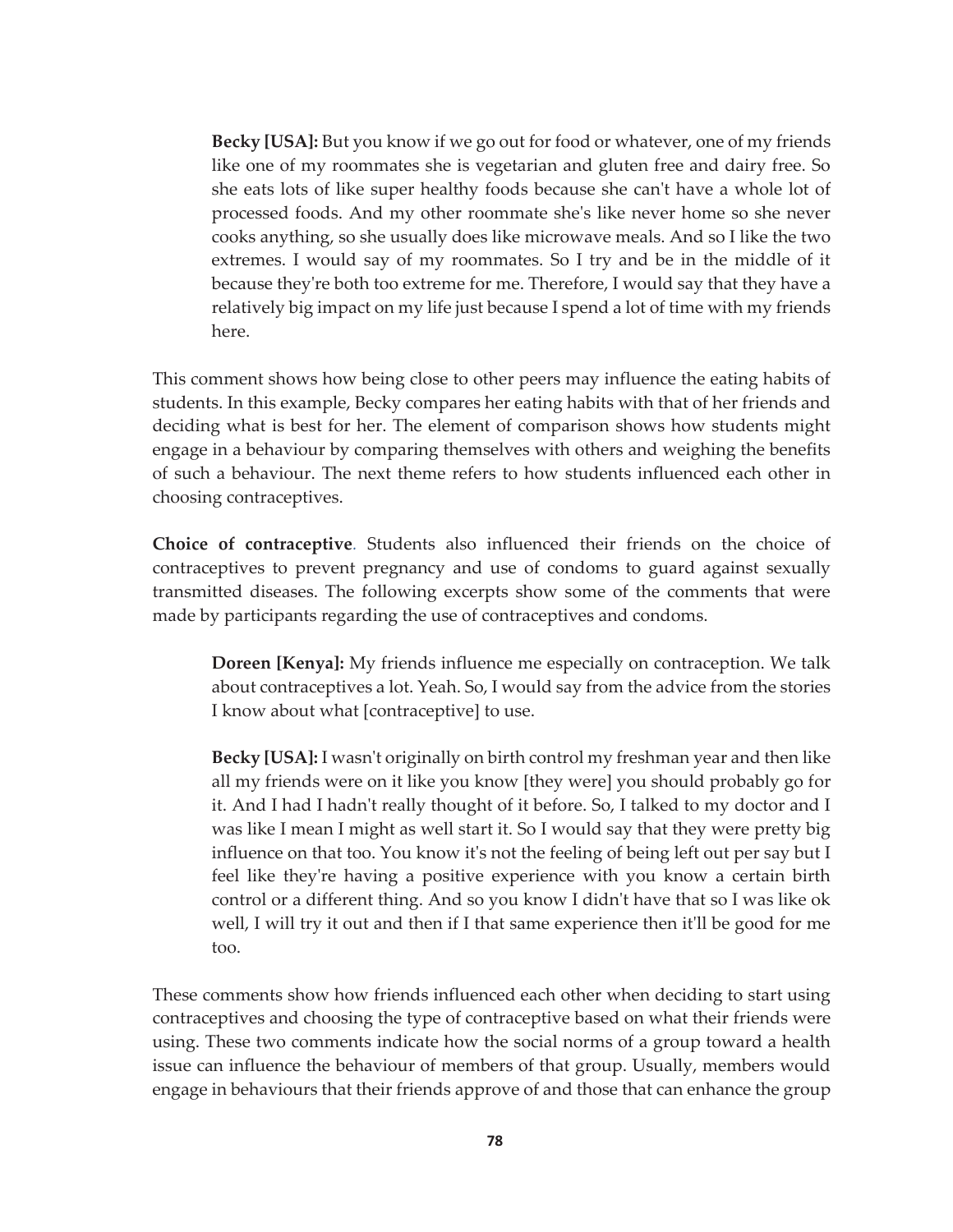> **Becky [USA]:** But you know if we go out for food or whatever, one of my friends like one of my roommates she is vegetarian and gluten free and dairy free. So she eats lots of like super healthy foods because she can't have a whole lot of processed foods. And my other roommate she's like never home so she never cooks anything, so she usually does like microwave meals. And so I like the two extremes. I would say of my roommates. So I try and be in the middle of it because they're both too extreme for me. Therefore, I would say that they have a relatively big impact on my life just because I spend a lot of time with my friends here.

This comment shows how being close to other peers may influence the eating habits of students. In this example, Becky compares her eating habits with that of her friends and deciding what is best for her. The element of comparison shows how students might engage in a behaviour by comparing themselves with others and weighing the benefits of such a behaviour. The next theme refers to how students influenced each other in choosing contraceptives.

**Choice of contraceptive**. Students also influenced their friends on the choice of contraceptives to prevent pregnancy and use of condoms to guard against sexually transmitted diseases. The following excerpts show some of the comments that were made by participants regarding the use of contraceptives and condoms.

> **Doreen [Kenya]:** My friends influence me especially on contraception. We talk about contraceptives a lot. Yeah. So, I would say from the advice from the stories I know about what [contraceptive] to use.

> **Becky [USA]:** I wasn't originally on birth control my freshman year and then like all my friends were on it like you know [they were] you should probably go for it. And I had I hadn't really thought of it before. So, I talked to my doctor and I was like I mean I might as well start it. So I would say that they were pretty big influence on that too. You know it's not the feeling of being left out per say but I feel like they're having a positive experience with you know a certain birth control or a different thing. And so you know I didn't have that so I was like ok well, I will try it out and then if I that same experience then it'll be good for me too.

These comments show how friends influenced each other when deciding to start using contraceptives and choosing the type of contraceptive based on what their friends were using. These two comments indicate how the social norms of a group toward a health issue can influence the behaviour of members of that group. Usually, members would engage in behaviours that their friends approve of and those that can enhance the group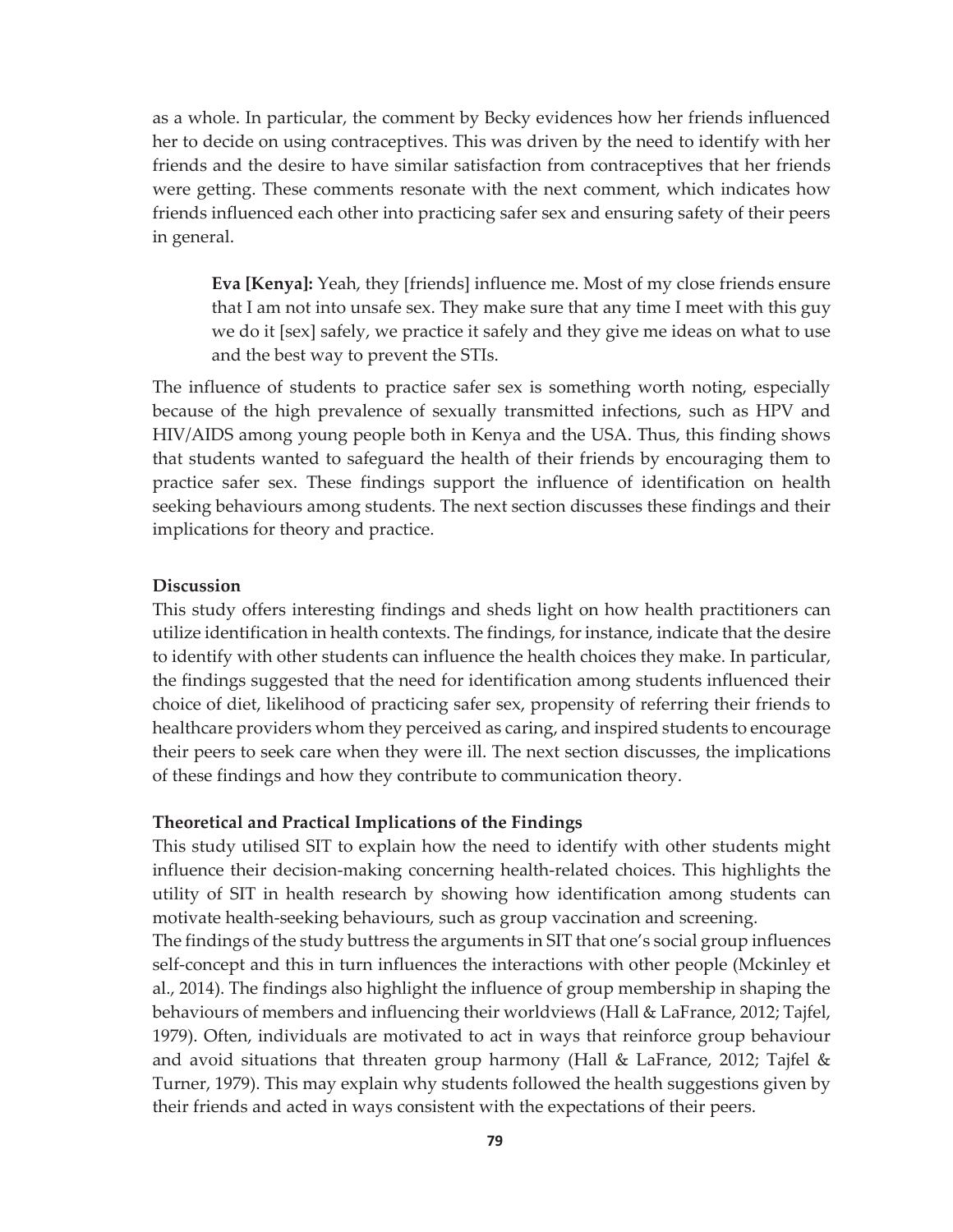as a whole. In particular, the comment by Becky evidences how her friends influenced her to decide on using contraceptives. This was driven by the need to identify with her friends and the desire to have similar satisfaction from contraceptives that her friends were getting. These comments resonate with the next comment, which indicates how friends influenced each other into practicing safer sex and ensuring safety of their peers in general.

> **Eva [Kenya]:** Yeah, they [friends] influence me. Most of my close friends ensure that I am not into unsafe sex. They make sure that any time I meet with this guy we do it [sex] safely, we practice it safely and they give me ideas on what to use and the best way to prevent the STIs.

The influence of students to practice safer sex is something worth noting, especially because of the high prevalence of sexually transmitted infections, such as HPV and HIV/AIDS among young people both in Kenya and the USA. Thus, this finding shows that students wanted to safeguard the health of their friends by encouraging them to practice safer sex. These findings support the influence of identification on health seeking behaviours among students. The next section discusses these findings and their implications for theory and practice.

## Discussion

This study offers interesting findings and sheds light on how health practitioners can utilize identification in health contexts. The findings, for instance, indicate that the desire to identify with other students can influence the health choices they make. In particular, the findings suggested that the need for identification among students influenced their choice of diet, likelihood of practicing safer sex, propensity of referring their friends to healthcare providers whom they perceived as caring, and inspired students to encourage their peers to seek care when they were ill. The next section discusses, the implications of these findings and how they contribute to communication theory.

## Theoretical and Practical Implications of the Findings

This study utilised SIT to explain how the need to identify with other students might influence their decision-making concerning health-related choices. This highlights the utility of SIT in health research by showing how identification among students can motivate health-seeking behaviours, such as group vaccination and screening.

The findings of the study buttress the arguments in SIT that one's social group influences self-concept and this in turn influences the interactions with other people (Mckinley et al., 2014). The findings also highlight the influence of group membership in shaping the behaviours of members and influencing their worldviews (Hall & LaFrance, 2012; Tajfel, 1979). Often, individuals are motivated to act in ways that reinforce group behaviour and avoid situations that threaten group harmony (Hall & LaFrance, 2012; Tajfel & Turner, 1979). This may explain why students followed the health suggestions given by their friends and acted in ways consistent with the expectations of their peers.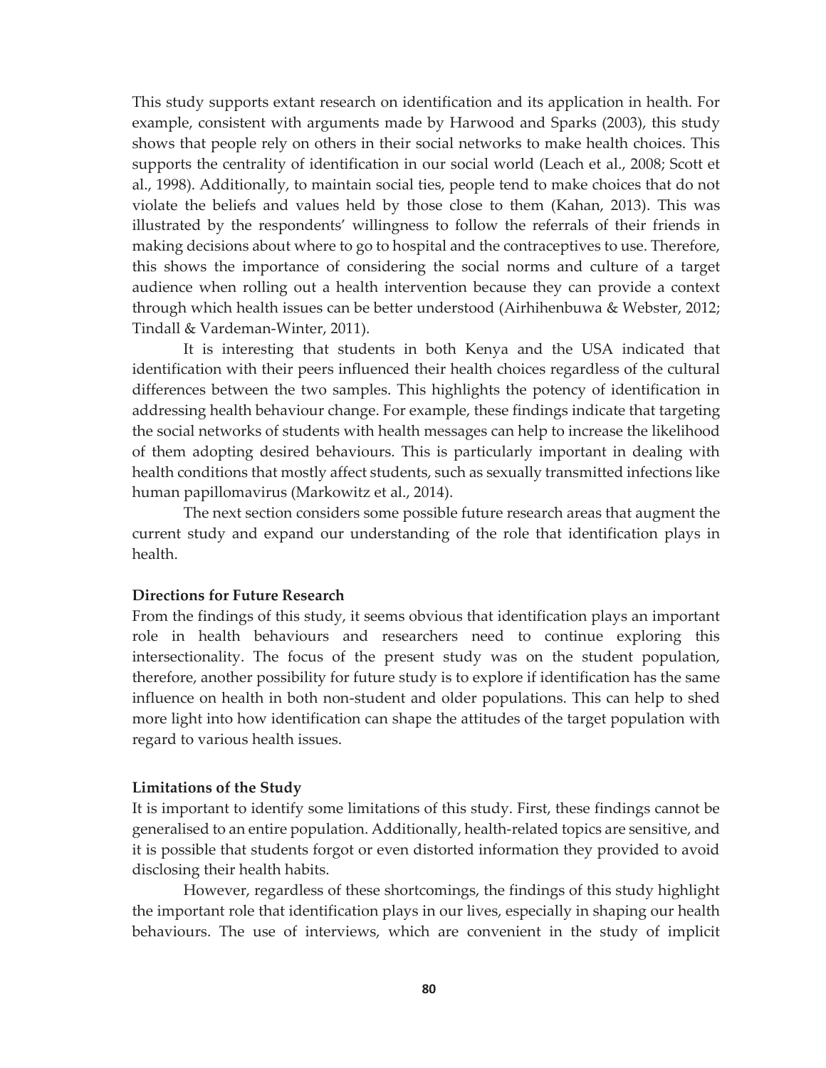This study supports extant research on identification and its application in health. For example, consistent with arguments made by Harwood and Sparks (2003), this study shows that people rely on others in their social networks to make health choices. This supports the centrality of identification in our social world (Leach et al., 2008; Scott et al., 1998). Additionally, to maintain social ties, people tend to make choices that do not violate the beliefs and values held by those close to them (Kahan, 2013). This was illustrated by the respondents' willingness to follow the referrals of their friends in making decisions about where to go to hospital and the contraceptives to use. Therefore, this shows the importance of considering the social norms and culture of a target audience when rolling out a health intervention because they can provide a context through which health issues can be better understood (Airhihenbuwa & Webster, 2012; Tindall & Vardeman-Winter, 2011).

It is interesting that students in both Kenya and the USA indicated that identification with their peers influenced their health choices regardless of the cultural differences between the two samples. This highlights the potency of identification in addressing health behaviour change. For example, these findings indicate that targeting the social networks of students with health messages can help to increase the likelihood of them adopting desired behaviours. This is particularly important in dealing with health conditions that mostly affect students, such as sexually transmitted infections like human papillomavirus (Markowitz et al., 2014).

The next section considers some possible future research areas that augment the current study and expand our understanding of the role that identification plays in health.

**Directions for Future Research**

From the findings of this study, it seems obvious that identification plays an important role in health behaviours and researchers need to continue exploring this intersectionality. The focus of the present study was on the student population, therefore, another possibility for future study is to explore if identification has the same influence on health in both non-student and older populations. This can help to shed more light into how identification can shape the attitudes of the target population with regard to various health issues.

**Limitations of the Study**

It is important to identify some limitations of this study. First, these findings cannot be generalised to an entire population. Additionally, health-related topics are sensitive, and it is possible that students forgot or even distorted information they provided to avoid disclosing their health habits.

However, regardless of these shortcomings, the findings of this study highlight the important role that identification plays in our lives, especially in shaping our health behaviours. The use of interviews, which are convenient in the study of implicit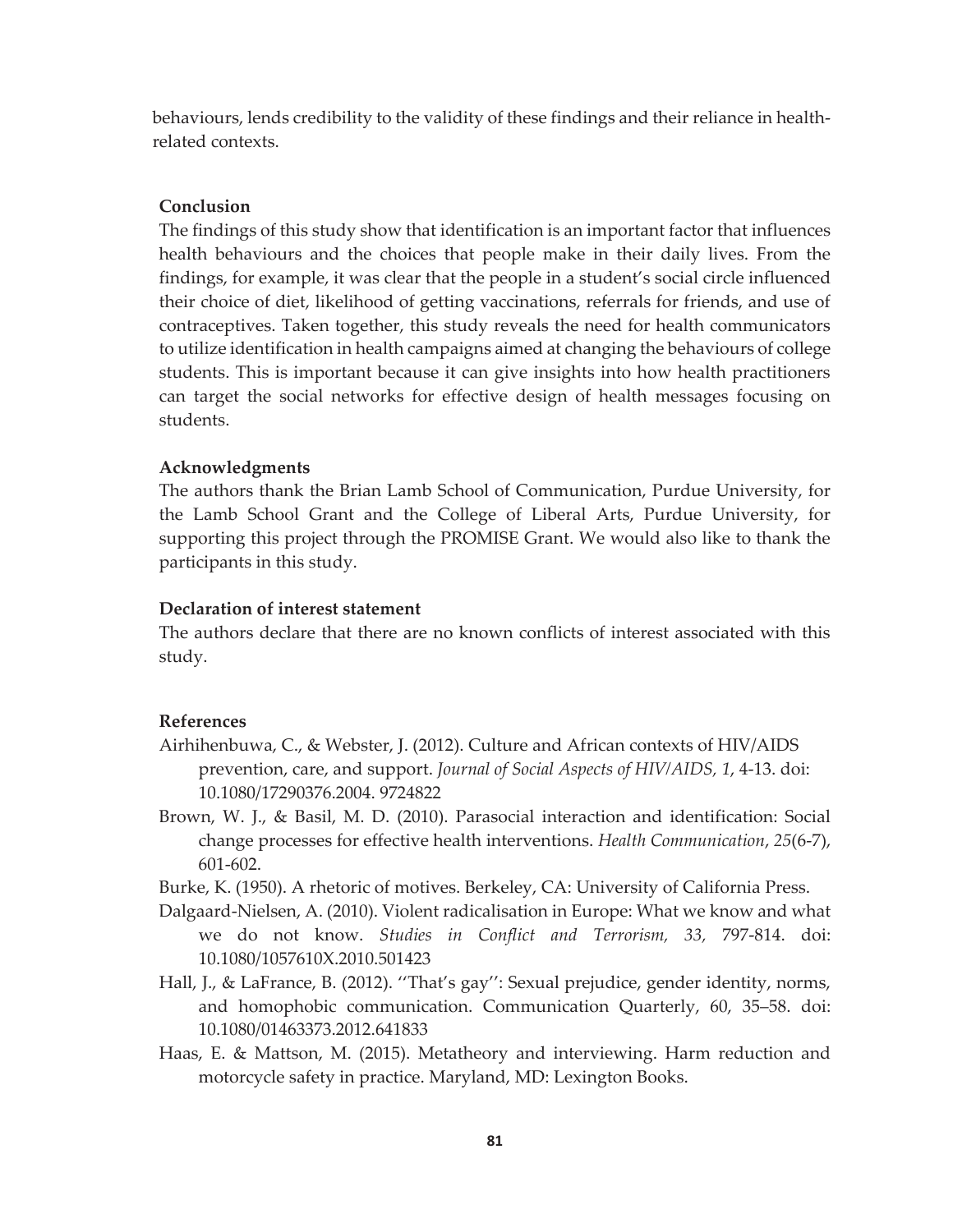behaviours, lends credibility to the validity of these findings and their reliance in health-related contexts.

## Conclusion

The findings of this study show that identification is an important factor that influences health behaviours and the choices that people make in their daily lives. From the findings, for example, it was clear that the people in a student's social circle influenced their choice of diet, likelihood of getting vaccinations, referrals for friends, and use of contraceptives. Taken together, this study reveals the need for health communicators to utilize identification in health campaigns aimed at changing the behaviours of college students. This is important because it can give insights into how health practitioners can target the social networks for effective design of health messages focusing on students.

## Acknowledgments

The authors thank the Brian Lamb School of Communication, Purdue University, for the Lamb School Grant and the College of Liberal Arts, Purdue University, for supporting this project through the PROMISE Grant. We would also like to thank the participants in this study.

## Declaration of interest statement

The authors declare that there are no known conflicts of interest associated with this study.

## References

Airhihenbuwa, C., & Webster, J. (2012). Culture and African contexts of HIV/AIDS prevention, care, and support. *Journal of Social Aspects of HIV/AIDS, 1*, 4-13. doi: 10.1080/17290376.2004. 9724822

Brown, W. J., & Basil, M. D. (2010). Parasocial interaction and identification: Social change processes for effective health interventions. *Health Communication*, *25*(6-7), 601-602.

Burke, K. (1950). A rhetoric of motives. Berkeley, CA: University of California Press.

Dalgaard-Nielsen, A. (2010). Violent radicalisation in Europe: What we know and what we do not know. *Studies in Conflict and Terrorism, 33,* 797-814. doi: 10.1080/1057610X.2010.501423

Hall, J., & LaFrance, B. (2012). ''That's gay'': Sexual prejudice, gender identity, norms, and homophobic communication. Communication Quarterly, 60, 35–58. doi: 10.1080/01463373.2012.641833

Haas, E. & Mattson, M. (2015). Metatheory and interviewing. Harm reduction and motorcycle safety in practice. Maryland, MD: Lexington Books.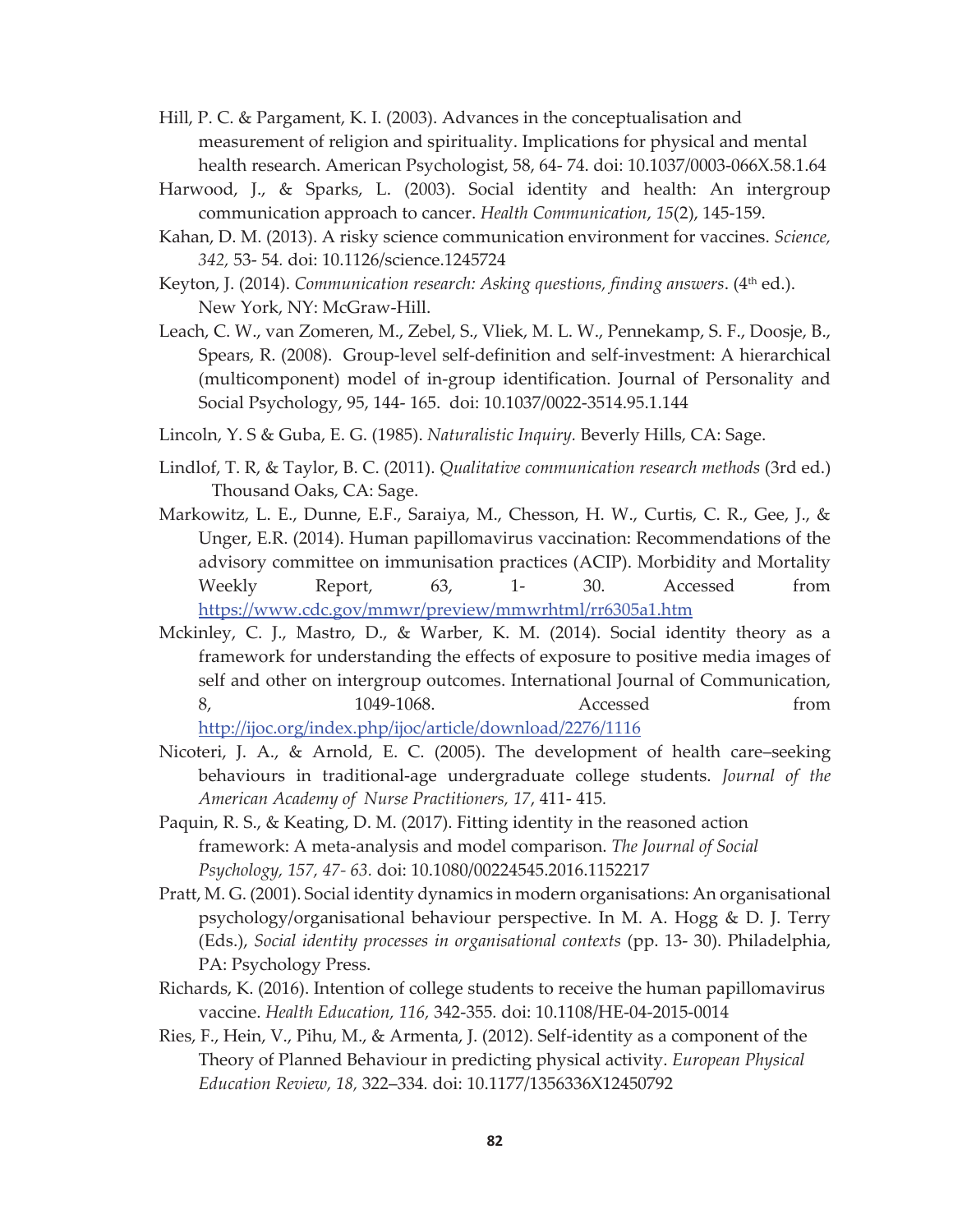Hill, P. C. & Pargament, K. I. (2003). Advances in the conceptualisation and measurement of religion and spirituality. Implications for physical and mental health research. American Psychologist, 58, 64- 74. doi: 10.1037/0003-066X.58.1.64

Harwood, J., & Sparks, L. (2003). Social identity and health: An intergroup communication approach to cancer. *Health Communication*, *15*(2), 145-159.

Kahan, D. M. (2013). A risky science communication environment for vaccines. *Science, 342,* 53- 54*.* doi: 10.1126/science.1245724

Keyton, J. (2014). *Communication research: Asking questions, finding answers*. (4th ed.). New York, NY: McGraw-Hill.

Leach, C. W., van Zomeren, M., Zebel, S., Vliek, M. L. W., Pennekamp, S. F., Doosje, B., Spears, R. (2008). Group-level self-definition and self-investment: A hierarchical (multicomponent) model of in-group identification. Journal of Personality and Social Psychology, 95, 144- 165. doi: 10.1037/0022-3514.95.1.144

Lincoln, Y. S & Guba, E. G. (1985). *Naturalistic Inquiry.* Beverly Hills, CA: Sage.

Lindlof, T. R, & Taylor, B. C. (2011). *Qualitative communication research methods* (3rd ed.) Thousand Oaks, CA: Sage.

Markowitz, L. E., Dunne, E.F., Saraiya, M., Chesson, H. W., Curtis, C. R., Gee, J., & Unger, E.R. (2014). Human papillomavirus vaccination: Recommendations of the advisory committee on immunisation practices (ACIP). Morbidity and Mortality Weekly Report, 63, 1- 30. Accessed from https://www.cdc.gov/mmwr/preview/mmwrhtml/rr6305a1.htm

Mckinley, C. J., Mastro, D., & Warber, K. M. (2014). Social identity theory as a framework for understanding the effects of exposure to positive media images of self and other on intergroup outcomes. International Journal of Communication, 8, 1049-1068. Accessed from http://ijoc.org/index.php/ijoc/article/download/2276/1116

Nicoteri, J. A., & Arnold, E. C. (2005). The development of health care–seeking behaviours in traditional-age undergraduate college students. *Journal of the American Academy of Nurse Practitioners, 17*, 411- 415*.*

Paquin, R. S., & Keating, D. M. (2017). Fitting identity in the reasoned action framework: A meta-analysis and model comparison. *The Journal of Social Psychology, 157, 47- 63.* doi: 10.1080/00224545.2016.1152217

Pratt, M. G. (2001). Social identity dynamics in modern organisations: An organisational psychology/organisational behaviour perspective. In M. A. Hogg & D. J. Terry (Eds.), *Social identity processes in organisational contexts* (pp. 13- 30). Philadelphia, PA: Psychology Press.

Richards, K. (2016). Intention of college students to receive the human papillomavirus vaccine. *Health Education, 116,* 342-355*.* doi: 10.1108/HE-04-2015-0014

Ries, F., Hein, V., Pihu, M., & Armenta, J. (2012). Self-identity as a component of the Theory of Planned Behaviour in predicting physical activity. *European Physical Education Review, 18,* 322–334*.* doi: 10.1177/1356336X12450792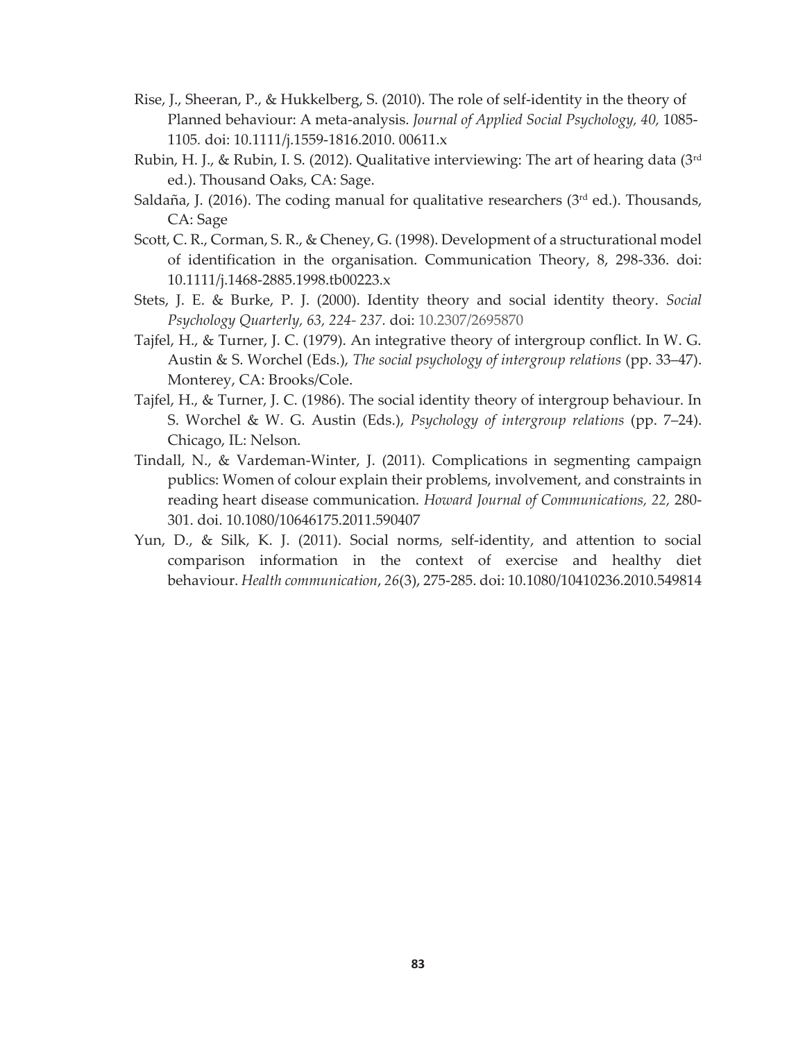Rise, J., Sheeran, P., & Hukkelberg, S. (2010). The role of self-identity in the theory of Planned behaviour: A meta-analysis. *Journal of Applied Social Psychology, 40,* 1085-1105*.* doi: 10.1111/j.1559-1816.2010. 00611.x

Rubin, H. J., & Rubin, I. S. (2012). Qualitative interviewing: The art of hearing data (3rd ed.). Thousand Oaks, CA: Sage.

Saldaña, J. (2016). The coding manual for qualitative researchers (3rd ed.). Thousands, CA: Sage

Scott, C. R., Corman, S. R., & Cheney, G. (1998). Development of a structurational model of identification in the organisation. Communication Theory, 8, 298-336. doi: 10.1111/j.1468-2885.1998.tb00223.x

Stets, J. E. & Burke, P. J. (2000). Identity theory and social identity theory. *Social Psychology Quarterly, 63, 224- 237.* doi: 10.2307/2695870

Tajfel, H., & Turner, J. C. (1979). An integrative theory of intergroup conflict. In W. G. Austin & S. Worchel (Eds.), *The social psychology of intergroup relations* (pp. 33–47). Monterey, CA: Brooks/Cole.

Tajfel, H., & Turner, J. C. (1986). The social identity theory of intergroup behaviour. In S. Worchel & W. G. Austin (Eds.), *Psychology of intergroup relations* (pp. 7–24). Chicago, IL: Nelson.

Tindall, N., & Vardeman-Winter, J. (2011). Complications in segmenting campaign publics: Women of colour explain their problems, involvement, and constraints in reading heart disease communication. *Howard Journal of Communications, 22,* 280-301. doi. 10.1080/10646175.2011.590407

Yun, D., & Silk, K. J. (2011). Social norms, self-identity, and attention to social comparison information in the context of exercise and healthy diet behaviour. *Health communication*, *26*(3), 275-285. doi: 10.1080/10410236.2010.549814